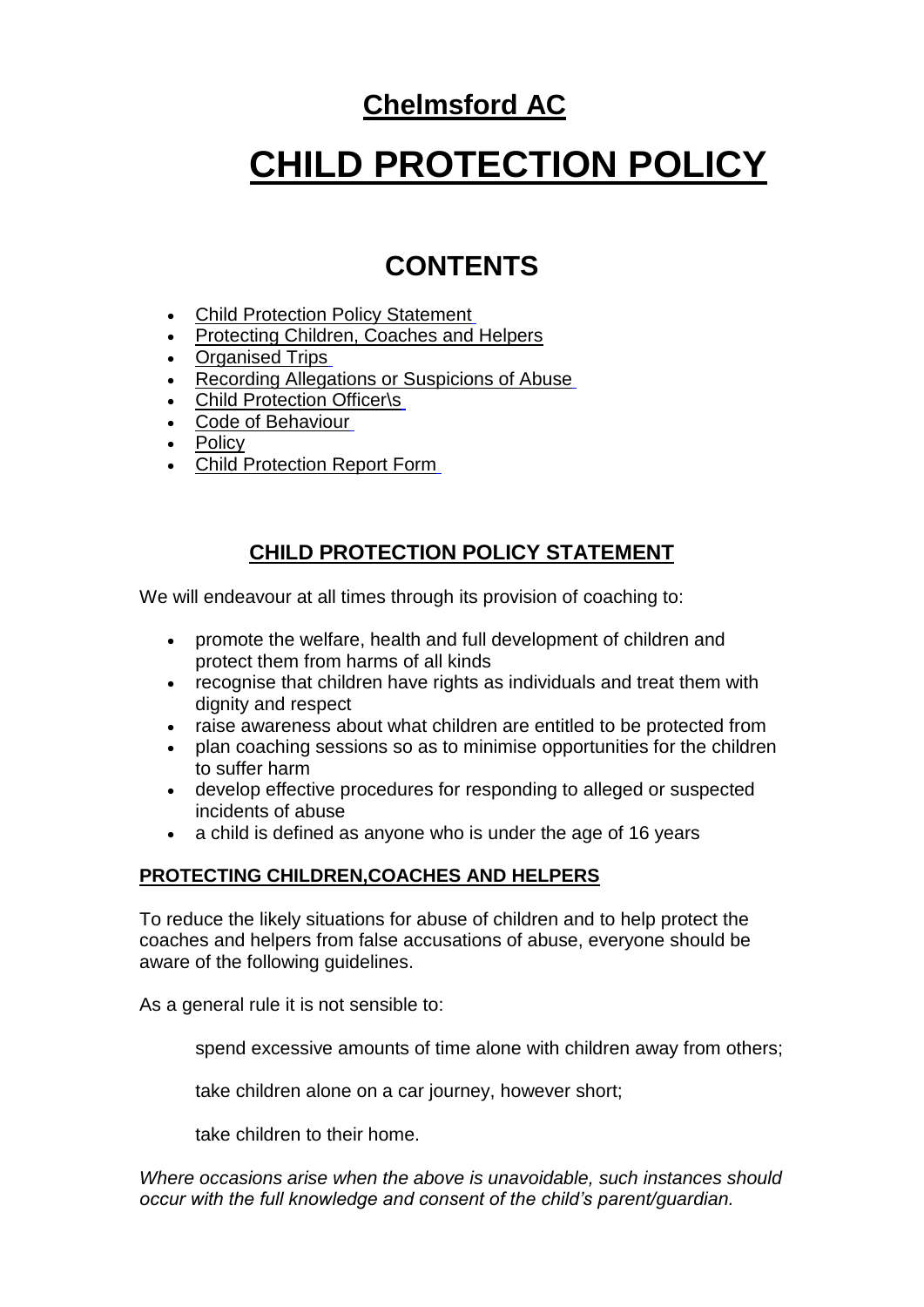# Chelmsford AC

# CHILD PROTECTION POLICY

## CONTENTS

- Child Protection Policy Statement
- Protecting Children, Coaches and Helpers
- Organised Trips
- Recording Allegations or Suspicions of Abuse
- Child Protection Officer\s
- Code of Behaviour
- Policy
- Child Protection Report Form

## CHILD PROTECTION POLICY STATEMENT

We will endeavour at all times through its provision of coaching to:

- promote the welfare, health and full development of children and protect them from harms of all kinds
- recognise that children have rights as individuals and treat them with dignity and respect
- raise awareness about what children are entitled to be protected from
- plan coaching sessions so as to minimise opportunities for the children to suffer harm
- develop effective procedures for responding to alleged or suspected incidents of abuse
- a child is defined as anyone who is under the age of 16 years

### PROTECTING CHILDREN,COACHES AND HELPERS

To reduce the likely situations for abuse of children and to help protect the coaches and helpers from false accusations of abuse, everyone should be aware of the following guidelines.

As a general rule it is not sensible to:

spend excessive amounts of time alone with children away from others;

take children alone on a car journey, however short;

take children to their home.

*Where occasions arise when the above is unavoidable, such instances should occur with the full knowledge and consent of the child's parent/guardian.*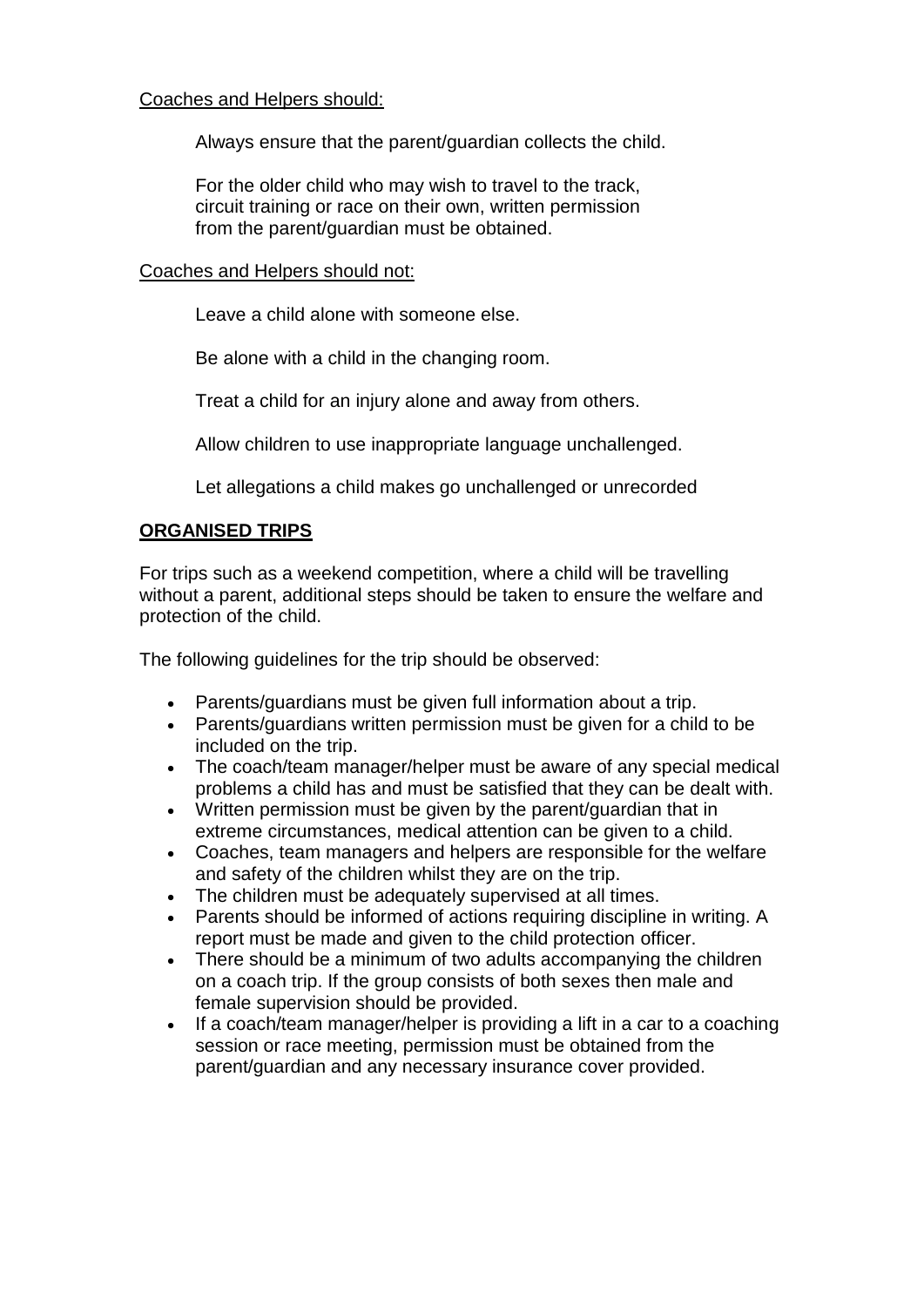<u>Coaches and Helpers should:</u>

Always ensure that the parent/guardian collects the child.

For the older child who may wish to travel to the track, circuit training or race on their own, written permission from the parent/guardian must be obtained.

<u>Coaches and Helpers should not:</u>

Leave a child alone with someone else.

Be alone with a child in the changing room.

Treat a child for an injury alone and away from others.

Allow children to use inappropriate language unchallenged.

Let allegations a child makes go unchallenged or unrecorded

## **ORGANISED TRIPS**

For trips such as a weekend competition, where a child will be travelling without a parent, additional steps should be taken to ensure the welfare and protection of the child.

The following guidelines for the trip should be observed:

- Parents/guardians must be given full information about a trip.
- Parents/guardians written permission must be given for a child to be included on the trip.
- The coach/team manager/helper must be aware of any special medical problems a child has and must be satisfied that they can be dealt with.
- Written permission must be given by the parent/guardian that in extreme circumstances, medical attention can be given to a child.
- Coaches, team managers and helpers are responsible for the welfare and safety of the children whilst they are on the trip.
- The children must be adequately supervised at all times.
- Parents should be informed of actions requiring discipline in writing. A report must be made and given to the child protection officer.
- There should be a minimum of two adults accompanying the children on a coach trip. If the group consists of both sexes then male and female supervision should be provided.
- If a coach/team manager/helper is providing a lift in a car to a coaching session or race meeting, permission must be obtained from the parent/guardian and any necessary insurance cover provided.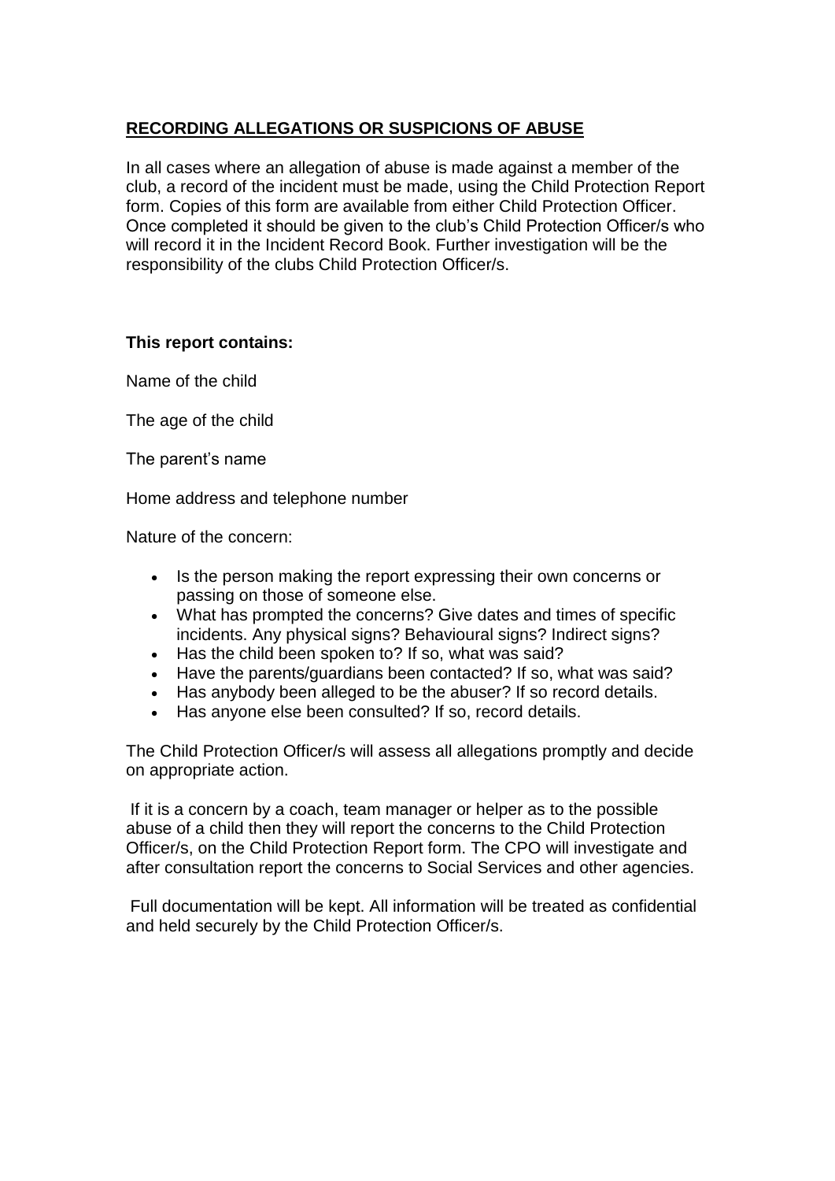## RECORDING ALLEGATIONS OR SUSPICIONS OF ABUSE

In all cases where an allegation of abuse is made against a member of the club, a record of the incident must be made, using the Child Protection Report form. Copies of this form are available from either Child Protection Officer. Once completed it should be given to the club's Child Protection Officer/s who will record it in the Incident Record Book. Further investigation will be the responsibility of the clubs Child Protection Officer/s.

**This report contains:**

Name of the child

The age of the child

The parent's name

Home address and telephone number

Nature of the concern:

- Is the person making the report expressing their own concerns or passing on those of someone else.
- What has prompted the concerns? Give dates and times of specific incidents. Any physical signs? Behavioural signs? Indirect signs?
- Has the child been spoken to? If so, what was said?
- Have the parents/guardians been contacted? If so, what was said?
- Has anybody been alleged to be the abuser? If so record details.
- Has anyone else been consulted? If so, record details.

The Child Protection Officer/s will assess all allegations promptly and decide on appropriate action.

If it is a concern by a coach, team manager or helper as to the possible abuse of a child then they will report the concerns to the Child Protection Officer/s, on the Child Protection Report form. The CPO will investigate and after consultation report the concerns to Social Services and other agencies.

Full documentation will be kept. All information will be treated as confidential and held securely by the Child Protection Officer/s.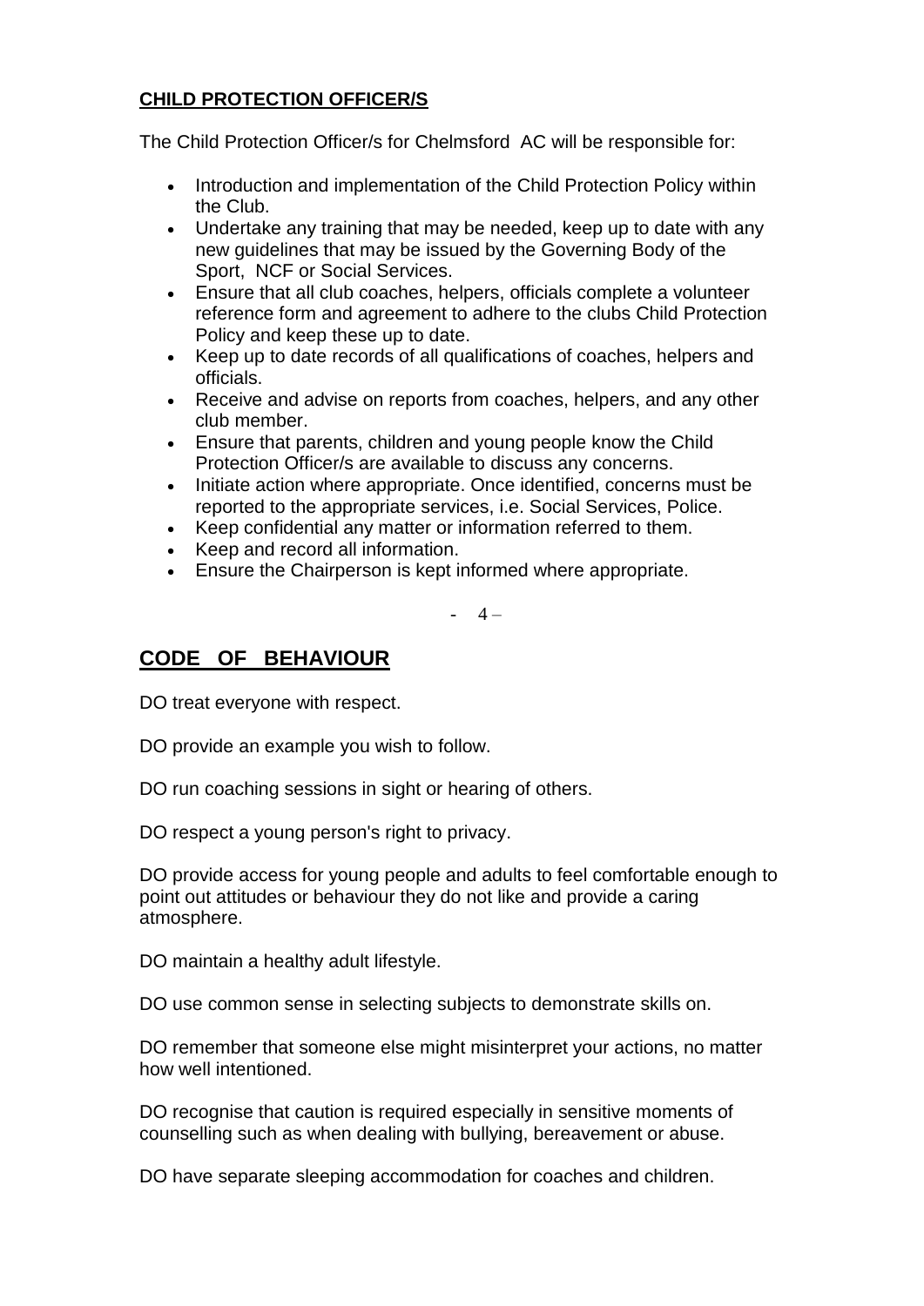## CHILD PROTECTION OFFICER/S

The Child Protection Officer/s for Chelmsford AC will be responsible for:

- Introduction and implementation of the Child Protection Policy within the Club.
- Undertake any training that may be needed, keep up to date with any new guidelines that may be issued by the Governing Body of the Sport, NCF or Social Services.
- Ensure that all club coaches, helpers, officials complete a volunteer reference form and agreement to adhere to the clubs Child Protection Policy and keep these up to date.
- Keep up to date records of all qualifications of coaches, helpers and officials.
- Receive and advise on reports from coaches, helpers, and any other club member.
- Ensure that parents, children and young people know the Child Protection Officer/s are available to discuss any concerns.
- Initiate action where appropriate. Once identified, concerns must be reported to the appropriate services, i.e. Social Services, Police.
- Keep confidential any matter or information referred to them.
- Keep and record all information.
- Ensure the Chairperson is kept informed where appropriate.

## CODE OF BEHAVIOUR

DO treat everyone with respect.

DO provide an example you wish to follow.

DO run coaching sessions in sight or hearing of others.

DO respect a young person's right to privacy.

DO provide access for young people and adults to feel comfortable enough to point out attitudes or behaviour they do not like and provide a caring atmosphere.

DO maintain a healthy adult lifestyle.

DO use common sense in selecting subjects to demonstrate skills on.

DO remember that someone else might misinterpret your actions, no matter how well intentioned.

DO recognise that caution is required especially in sensitive moments of counselling such as when dealing with bullying, bereavement or abuse.

DO have separate sleeping accommodation for coaches and children.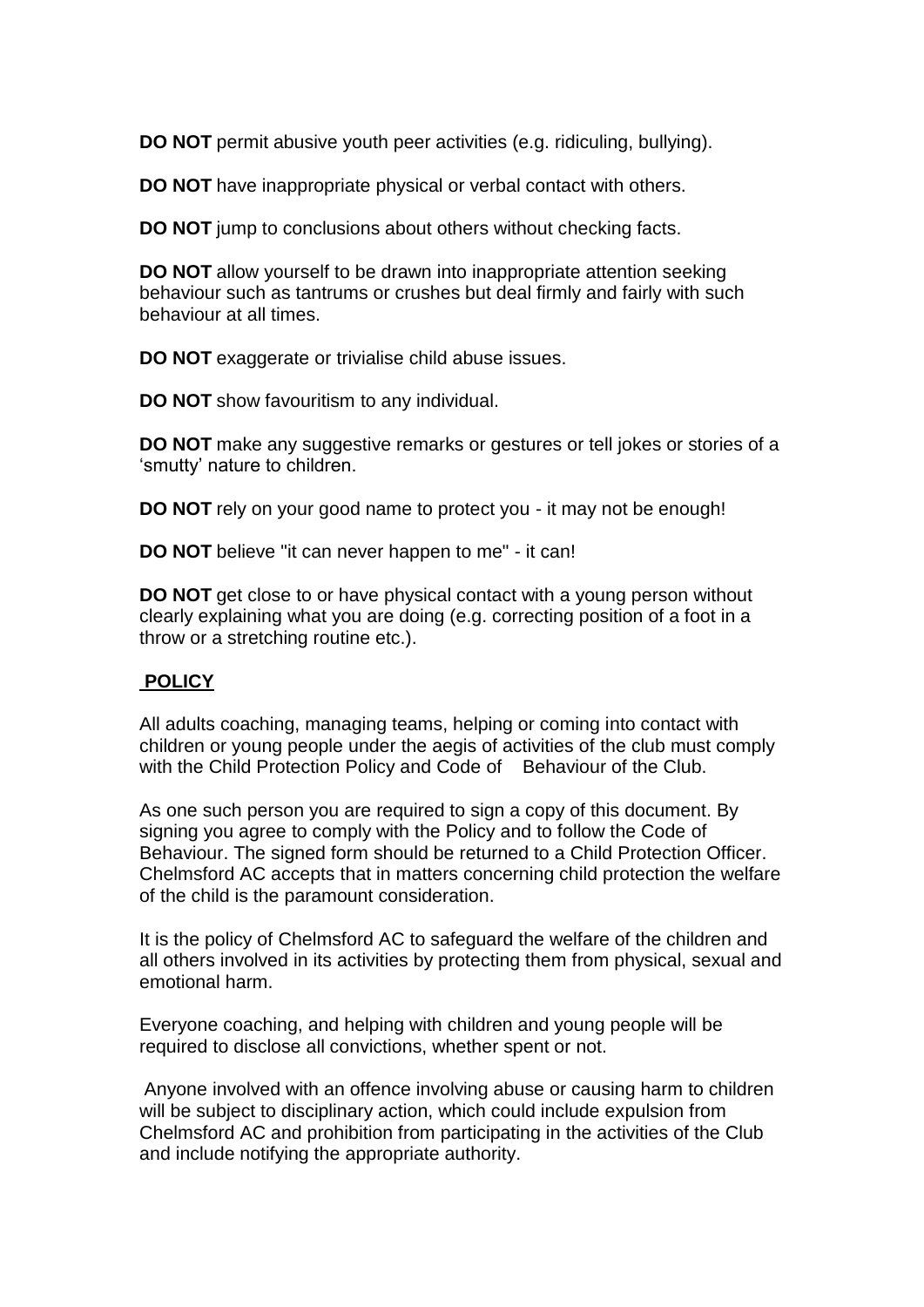**DO NOT** permit abusive youth peer activities (e.g. ridiculing, bullying).

**DO NOT** have inappropriate physical or verbal contact with others.

**DO NOT** jump to conclusions about others without checking facts.

**DO NOT** allow yourself to be drawn into inappropriate attention seeking behaviour such as tantrums or crushes but deal firmly and fairly with such behaviour at all times.

**DO NOT** exaggerate or trivialise child abuse issues.

**DO NOT** show favouritism to any individual.

**DO NOT** make any suggestive remarks or gestures or tell jokes or stories of a 'smutty' nature to children.

**DO NOT** rely on your good name to protect you - it may not be enough!

**DO NOT** believe "it can never happen to me" - it can!

**DO NOT** get close to or have physical contact with a young person without clearly explaining what you are doing (e.g. correcting position of a foot in a throw or a stretching routine etc.).

**POLICY**

All adults coaching, managing teams, helping or coming into contact with children or young people under the aegis of activities of the club must comply with the Child Protection Policy and Code of Behaviour of the Club.

As one such person you are required to sign a copy of this document. By signing you agree to comply with the Policy and to follow the Code of Behaviour. The signed form should be returned to a Child Protection Officer. Chelmsford AC accepts that in matters concerning child protection the welfare of the child is the paramount consideration.

It is the policy of Chelmsford AC to safeguard the welfare of the children and all others involved in its activities by protecting them from physical, sexual and emotional harm.

Everyone coaching, and helping with children and young people will be required to disclose all convictions, whether spent or not.

Anyone involved with an offence involving abuse or causing harm to children will be subject to disciplinary action, which could include expulsion from Chelmsford AC and prohibition from participating in the activities of the Club and include notifying the appropriate authority.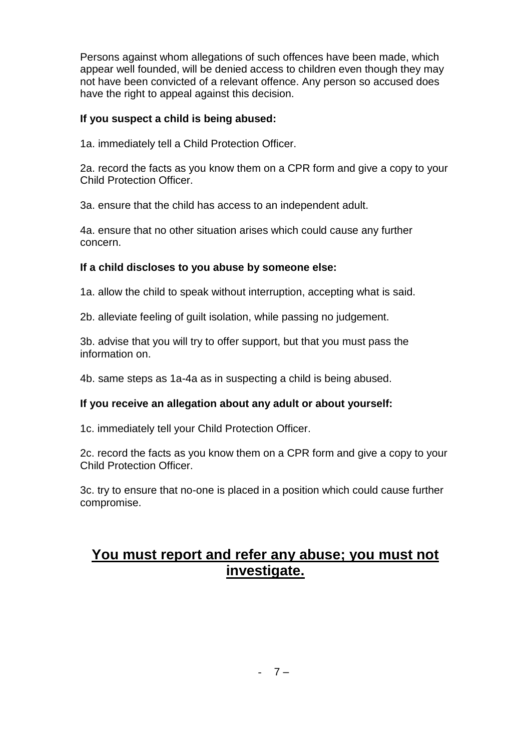Persons against whom allegations of such offences have been made, which appear well founded, will be denied access to children even though they may not have been convicted of a relevant offence. Any person so accused does have the right to appeal against this decision.

**If you suspect a child is being abused:**

1a. immediately tell a Child Protection Officer.

2a. record the facts as you know them on a CPR form and give a copy to your Child Protection Officer.

3a. ensure that the child has access to an independent adult.

4a. ensure that no other situation arises which could cause any further concern.

**If a child discloses to you abuse by someone else:**

1a. allow the child to speak without interruption, accepting what is said.

2b. alleviate feeling of guilt isolation, while passing no judgement.

3b. advise that you will try to offer support, but that you must pass the information on.

4b. same steps as 1a-4a as in suspecting a child is being abused.

**If you receive an allegation about any adult or about yourself:**

1c. immediately tell your Child Protection Officer.

2c. record the facts as you know them on a CPR form and give a copy to your Child Protection Officer.

3c. try to ensure that no-one is placed in a position which could cause further compromise.

## <u>You must report and refer any abuse; you must not investigate.</u>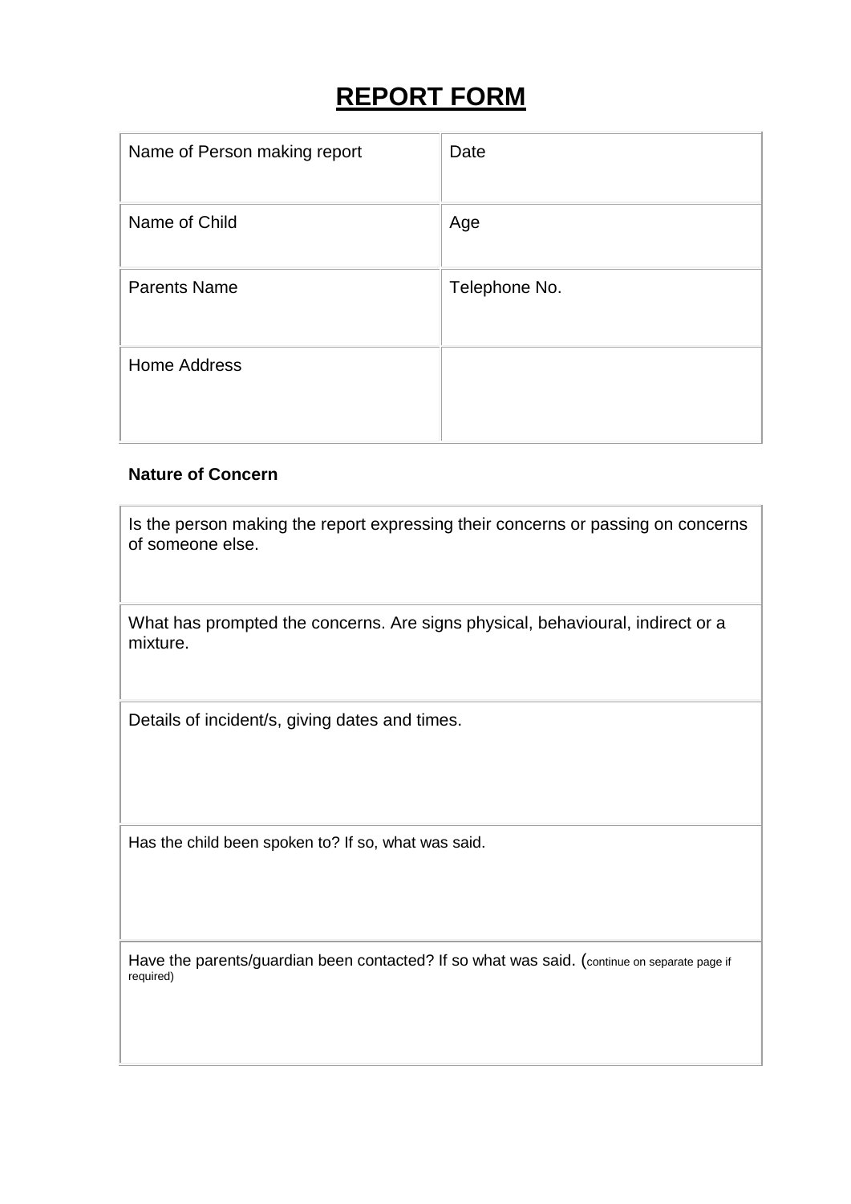# REPORT FORM

| | |
|---|---|
| Name of Person making report | Date |
| Name of Child | Age |
| Parents Name | Telephone No. |
| Home Address | |

**Nature of Concern**

| |
|---|
| Is the person making the report expressing their concerns or passing on concerns of someone else. |
| What has prompted the concerns. Are signs physical, behavioural, indirect or a mixture. |
| Details of incident/s, giving dates and times. |
| Has the child been spoken to? If so, what was said. |
| Have the parents/guardian been contacted? If so what was said. (continue on separate page if required) |